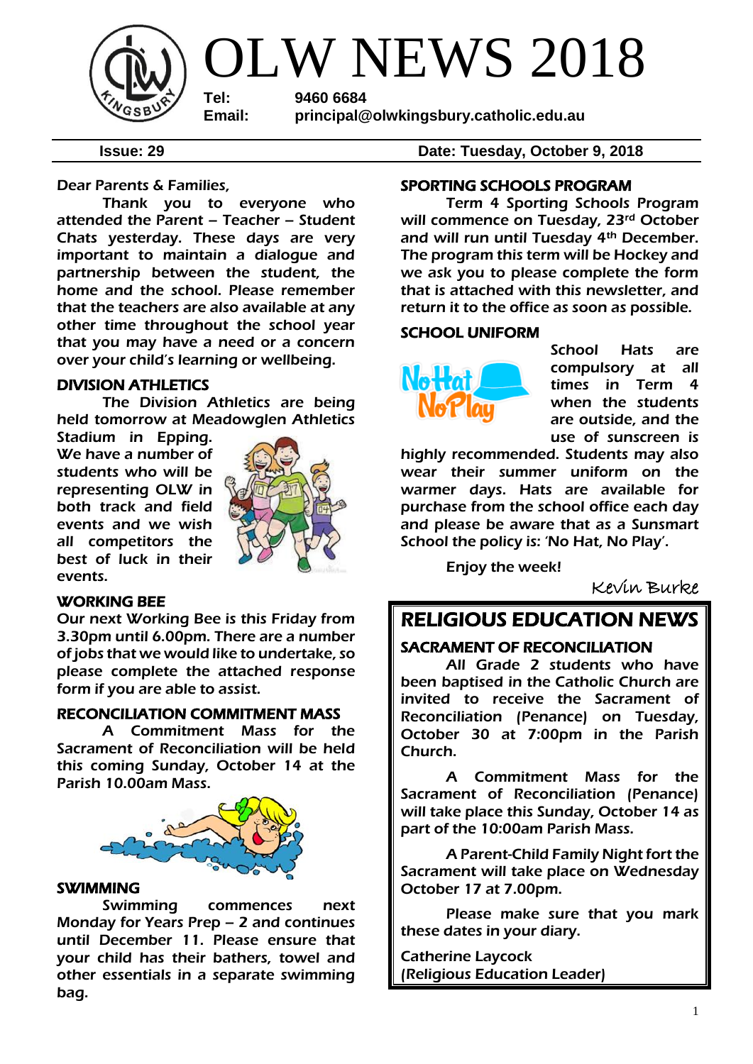# OLW NEWS 2018

**Tel:** 9460 6684
**Email:** principal@olwkingsbury.catholic.edu.au

**Issue: 29** **Date: Tuesday, October 9, 2018**

Dear Parents & Families,

Thank you to everyone who attended the Parent – Teacher – Student Chats yesterday. These days are very important to maintain a dialogue and partnership between the student, the home and the school. Please remember that the teachers are also available at any other time throughout the school year that you may have a need or a concern over your child's learning or wellbeing.

## DIVISION ATHLETICS

The Division Athletics are being held tomorrow at Meadowglen Athletics Stadium in Epping. We have a number of students who will be representing OLW in both track and field events and we wish all competitors the best of luck in their events.

## WORKING BEE

Our next Working Bee is this Friday from 3.30pm until 6.00pm. There are a number of jobs that we would like to undertake, so please complete the attached response form if you are able to assist.

## RECONCILIATION COMMITMENT MASS

A Commitment Mass for the Sacrament of Reconciliation will be held this coming Sunday, October 14 at the Parish 10.00am Mass.

## SWIMMING

Swimming commences next Monday for Years Prep – 2 and continues until December 11. Please ensure that your child has their bathers, towel and other essentials in a separate swimming bag.

## SPORTING SCHOOLS PROGRAM

Term 4 Sporting Schools Program will commence on Tuesday, 23rd October and will run until Tuesday 4th December. The program this term will be Hockey and we ask you to please complete the form that is attached with this newsletter, and return it to the office as soon as possible.

## SCHOOL UNIFORM

School Hats are compulsory at all times in Term 4 when the students are outside, and the use of sunscreen is highly recommended. Students may also wear their summer uniform on the warmer days. Hats are available for purchase from the school office each day and please be aware that as a Sunsmart School the policy is: 'No Hat, No Play'.

Enjoy the week!

*Kevin Burke*

# RELIGIOUS EDUCATION NEWS

## SACRAMENT OF RECONCILIATION

All Grade 2 students who have been baptised in the Catholic Church are invited to receive the Sacrament of Reconciliation (Penance) on Tuesday, October 30 at 7:00pm in the Parish Church.

A Commitment Mass for the Sacrament of Reconciliation (Penance) will take place this Sunday, October 14 as part of the 10:00am Parish Mass.

A Parent-Child Family Night fort the Sacrament will take place on Wednesday October 17 at 7.00pm.

Please make sure that you mark these dates in your diary.

Catherine Laycock
(Religious Education Leader)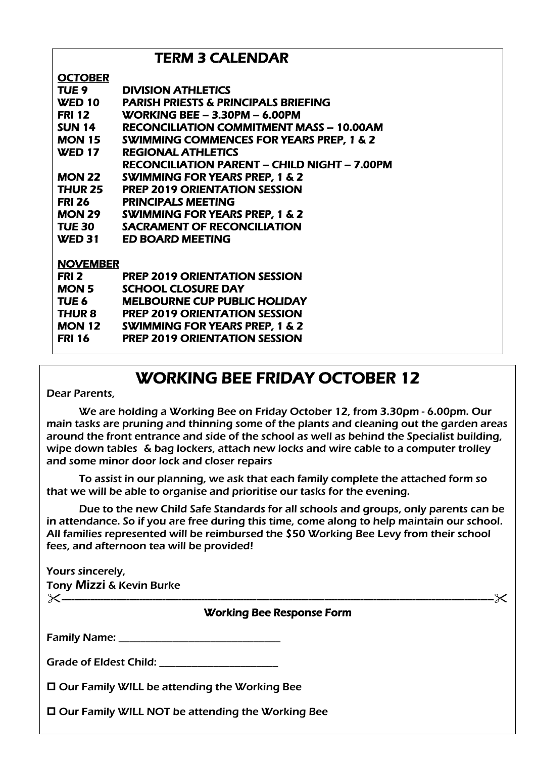## TERM 3 CALENDAR

**OCTOBER**

| | |
|---|---|
| **TUE 9** | **DIVISION ATHLETICS** |
| **WED 10** | **PARISH PRIESTS & PRINCIPALS BRIEFING** |
| **FRI 12** | **WORKING BEE – 3.30PM – 6.00PM** |
| **SUN 14** | **RECONCILIATION COMMITMENT MASS – 10.00AM** |
| **MON 15** | **SWIMMING COMMENCES FOR YEARS PREP, 1 & 2** |
| **WED 17** | **REGIONAL ATHLETICS** |
| | **RECONCILIATION PARENT – CHILD NIGHT – 7.00PM** |
| **MON 22** | **SWIMMING FOR YEARS PREP, 1 & 2** |
| **THUR 25** | **PREP 2019 ORIENTATION SESSION** |
| **FRI 26** | **PRINCIPALS MEETING** |
| **MON 29** | **SWIMMING FOR YEARS PREP, 1 & 2** |
| **TUE 30** | **SACRAMENT OF RECONCILIATION** |
| **WED 31** | **ED BOARD MEETING** |

**NOVEMBER**

| | |
|---|---|
| **FRI 2** | **PREP 2019 ORIENTATION SESSION** |
| **MON 5** | **SCHOOL CLOSURE DAY** |
| **TUE 6** | **MELBOURNE CUP PUBLIC HOLIDAY** |
| **THUR 8** | **PREP 2019 ORIENTATION SESSION** |
| **MON 12** | **SWIMMING FOR YEARS PREP, 1 & 2** |
| **FRI 16** | **PREP 2019 ORIENTATION SESSION** |

## WORKING BEE FRIDAY OCTOBER 12

Dear Parents,

We are holding a Working Bee on Friday October 12, from 3.30pm - 6.00pm. Our main tasks are pruning and thinning some of the plants and cleaning out the garden areas around the front entrance and side of the school as well as behind the Specialist building, wipe down tables & bag lockers, attach new locks and wire cable to a computer trolley and some minor door lock and closer repairs

To assist in our planning, we ask that each family complete the attached form so that we will be able to organise and prioritise our tasks for the evening.

Due to the new Child Safe Standards for all schools and groups, only parents can be in attendance. So if you are free during this time, come along to help maintain our school. All families represented will be reimbursed the $50 Working Bee Levy from their school fees, and afternoon tea will be provided!

Yours sincerely,

Tony Mizzi & Kevin Burke

✂-----------------------------------------------------------------------------------------------✂

**Working Bee Response Form**

Family Name: ______________________________

Grade of Eldest Child: ______________________

☐ Our Family WILL be attending the Working Bee

☐ Our Family WILL NOT be attending the Working Bee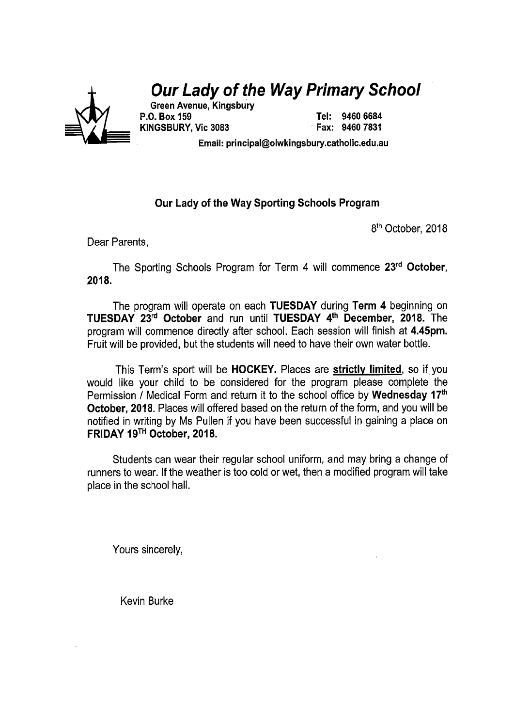# *Our Lady of the Way Primary School*

**Green Avenue, Kingsbury**
**P.O. Box 159** **Tel: 9460 6684**
**KINGSBURY, Vic 3083** **Fax: 9460 7831**
**Email: principal@olwkingsbury.catholic.edu.au**

## Our Lady of the Way Sporting Schools Program

8th October, 2018

Dear Parents,

The Sporting Schools Program for Term 4 will commence **23rd October, 2018.**

The program will operate on each **TUESDAY** during **Term 4** beginning on **TUESDAY 23rd October** and run until **TUESDAY 4th December, 2018.** The program will commence directly after school. Each session will finish at **4.45pm.** Fruit will be provided, but the students will need to have their own water bottle.

This Term's sport will be **HOCKEY.** Places are **strictly limited**, so if you would like your child to be considered for the program please complete the Permission / Medical Form and return it to the school office by **Wednesday 17th October, 2018**. Places will offered based on the return of the form, and you will be notified in writing by Ms Pullen if you have been successful in gaining a place on **FRIDAY 19TH October, 2018.**

Students can wear their regular school uniform, and may bring a change of runners to wear. If the weather is too cold or wet, then a modified program will take place in the school hall.

Yours sincerely,

Kevin Burke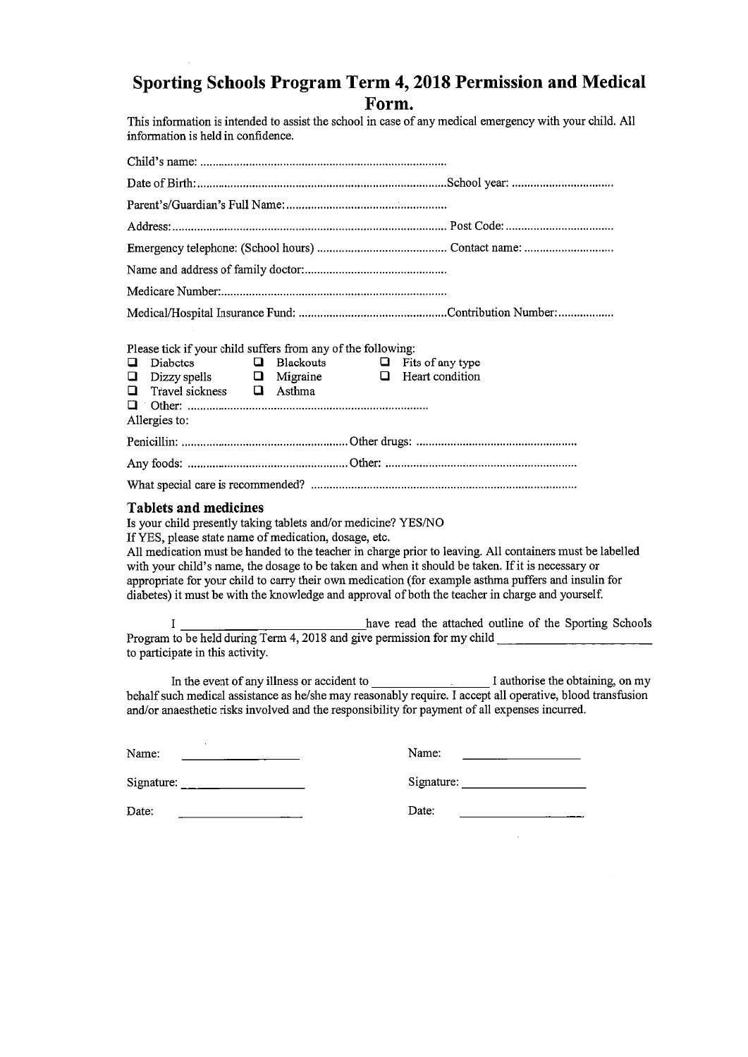# Sporting Schools Program Term 4, 2018 Permission and Medical Form.

This information is intended to assist the school in case of any medical emergency with your child. All information is held in confidence.

Child's name: ................................................................................

Date of Birth: ................................................................................School year: ................................

Parent's/Guardian's Full Name: ....................................................

Address: ........................................................................................ Post Code: ..................................

Emergency telephone: (School hours) .......................................... Contact name: ............................

Name and address of family doctor: ..............................................

Medicare Number: ........................................................................

Medical/Hospital Insurance Fund: ................................................Contribution Number: ..................

Please tick if your child suffers from any of the following:

- ☐ Diabetes
- ☐ Blackouts
- ☐ Fits of any type
- ☐ Dizzy spells
- ☐ Migraine
- ☐ Heart condition
- ☐ Travel sickness
- ☐ Asthma
- ☐ Other: ............................................................................

Allergies to:

Penicillin: ...................................................... Other drugs: ...................................................

Any foods: .................................................... Other: .............................................................

What special care is recommended? .....................................................................................

### Tablets and medicines

Is your child presently taking tablets and/or medicine? YES/NO

If YES, please state name of medication, dosage, etc.

All medication must be handed to the teacher in charge prior to leaving. All containers must be labelled with your child's name, the dosage to be taken and when it should be taken. If it is necessary or appropriate for your child to carry their own medication (for example asthma puffers and insulin for diabetes) it must be with the knowledge and approval of both the teacher in charge and yourself.

I ______________________________ have read the attached outline of the Sporting Schools Program to be held during Term 4, 2018 and give permission for my child ______________________ to participate in this activity.

In the event of any illness or accident to ________________ I authorise the obtaining, on my behalf such medical assistance as he/she may reasonably require. I accept all operative, blood transfusion and/or anaesthetic risks involved and the responsibility for payment of all expenses incurred.

Name: ____________________ Name: ____________________

Signature: ____________________ Signature: ____________________

Date: ____________________ Date: ____________________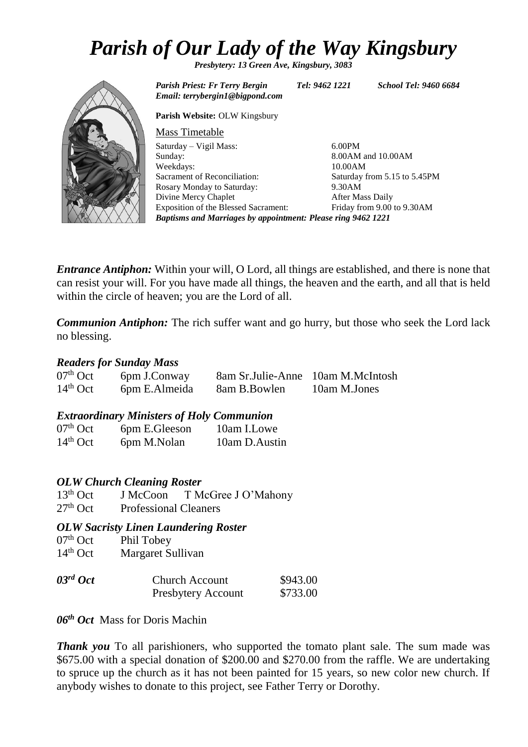# *Parish of Our Lady of the Way Kingsbury*

***Presbytery: 13 Green Ave, Kingsbury, 3083***

***Parish Priest: Fr Terry Bergin*** ***Tel: 9462 1221*** ***School Tel: 9460 6684***
***Email: terrybergin1@bigpond.com***

**Parish Website:** OLW Kingsbury

Mass Timetable

| | |
|---|---|
| Saturday – Vigil Mass: | 6.00PM |
| Sunday: | 8.00AM and 10.00AM |
| Weekdays: | 10.00AM |
| Sacrament of Reconciliation: | Saturday from 5.15 to 5.45PM |
| Rosary Monday to Saturday: | 9.30AM |
| Divine Mercy Chaplet | After Mass Daily |
| Exposition of the Blessed Sacrament: | Friday from 9.00 to 9.30AM |

***Baptisms and Marriages by appointment: Please ring 9462 1221***

***Entrance Antiphon:*** Within your will, O Lord, all things are established, and there is none that can resist your will. For you have made all things, the heaven and the earth, and all that is held within the circle of heaven; you are the Lord of all.

***Communion Antiphon:*** The rich suffer want and go hurry, but those who seek the Lord lack no blessing.

### *Readers for Sunday Mass*

| | | | |
|---|---|---|---|
| 07th Oct | 6pm J.Conway | 8am Sr.Julie-Anne | 10am M.McIntosh |
| 14th Oct | 6pm E.Almeida | 8am B.Bowlen | 10am M.Jones |

### *Extraordinary Ministers of Holy Communion*

| | | |
|---|---|---|
| 07th Oct | 6pm E.Gleeson | 10am I.Lowe |
| 14th Oct | 6pm M.Nolan | 10am D.Austin |

### *OLW Church Cleaning Roster*

| | |
|---|---|
| 13th Oct | J McCoon T McGree J O'Mahony |
| 27th Oct | Professional Cleaners |

### *OLW Sacristy Linen Laundering Roster*

| | |
|---|---|
| 07th Oct | Phil Tobey |
| 14th Oct | Margaret Sullivan |

| | | |
|---|---|---|
| ***03rd Oct*** | Church Account | \$943.00 |
| | Presbytery Account | \$733.00 |

***06th Oct*** Mass for Doris Machin

***Thank you*** To all parishioners, who supported the tomato plant sale. The sum made was \$675.00 with a special donation of \$200.00 and \$270.00 from the raffle. We are undertaking to spruce up the church as it has not been painted for 15 years, so new color new church. If anybody wishes to donate to this project, see Father Terry or Dorothy.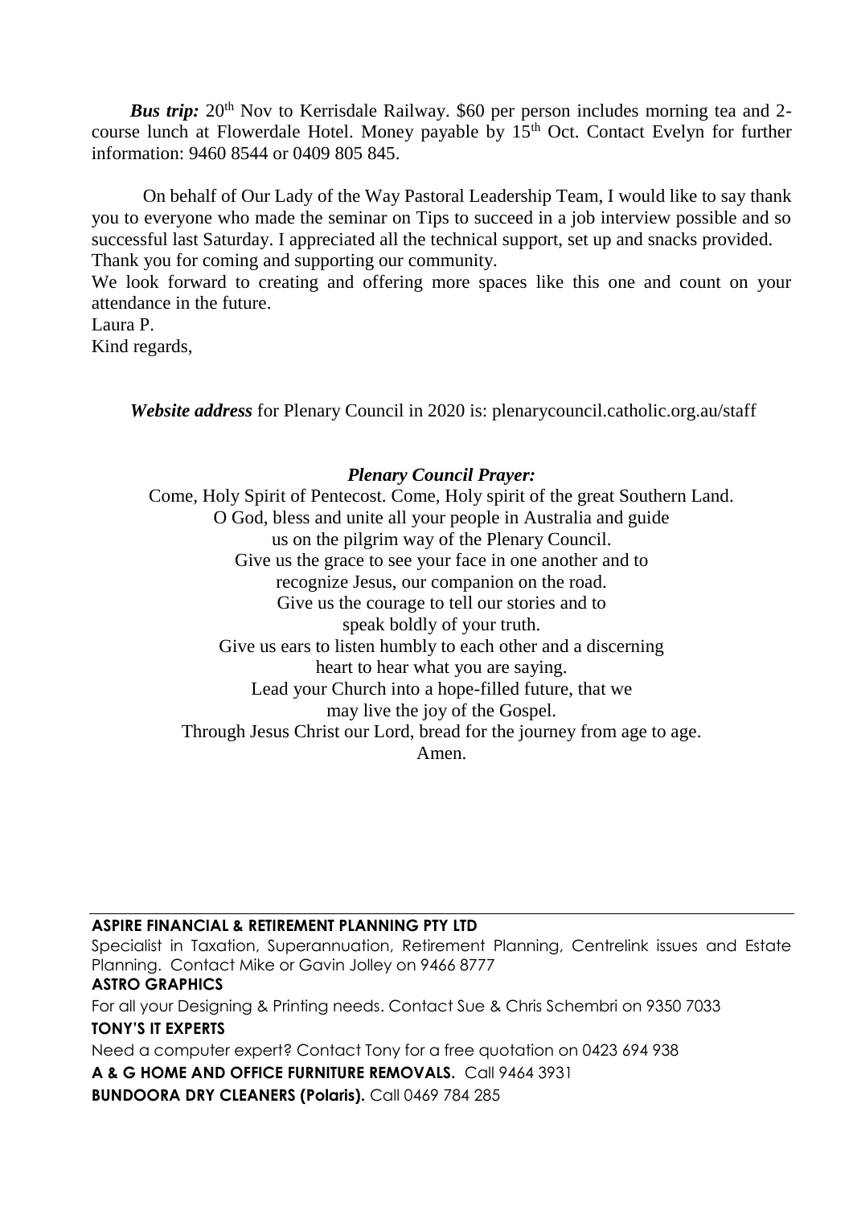***Bus trip:*** 20th Nov to Kerrisdale Railway. $60 per person includes morning tea and 2-course lunch at Flowerdale Hotel. Money payable by 15th Oct. Contact Evelyn for further information: 9460 8544 or 0409 805 845.

On behalf of Our Lady of the Way Pastoral Leadership Team, I would like to say thank you to everyone who made the seminar on Tips to succeed in a job interview possible and so successful last Saturday. I appreciated all the technical support, set up and snacks provided. Thank you for coming and supporting our community.
We look forward to creating and offering more spaces like this one and count on your attendance in the future.
Laura P.
Kind regards,

***Website address*** for Plenary Council in 2020 is: plenarycouncil.catholic.org.au/staff

***Plenary Council Prayer:***

Come, Holy Spirit of Pentecost. Come, Holy spirit of the great Southern Land.
O God, bless and unite all your people in Australia and guide
us on the pilgrim way of the Plenary Council.
Give us the grace to see your face in one another and to
recognize Jesus, our companion on the road.
Give us the courage to tell our stories and to
speak boldly of your truth.
Give us ears to listen humbly to each other and a discerning
heart to hear what you are saying.
Lead your Church into a hope-filled future, that we
may live the joy of the Gospel.
Through Jesus Christ our Lord, bread for the journey from age to age.
Amen.

---

**ASPIRE FINANCIAL & RETIREMENT PLANNING PTY LTD**
Specialist in Taxation, Superannuation, Retirement Planning, Centrelink issues and Estate Planning. Contact Mike or Gavin Jolley on 9466 8777

**ASTRO GRAPHICS**
For all your Designing & Printing needs. Contact Sue & Chris Schembri on 9350 7033

**TONY'S IT EXPERTS**
Need a computer expert? Contact Tony for a free quotation on 0423 694 938

**A & G HOME AND OFFICE FURNITURE REMOVALS.** Call 9464 3931

**BUNDOORA DRY CLEANERS (Polaris).** Call 0469 784 285